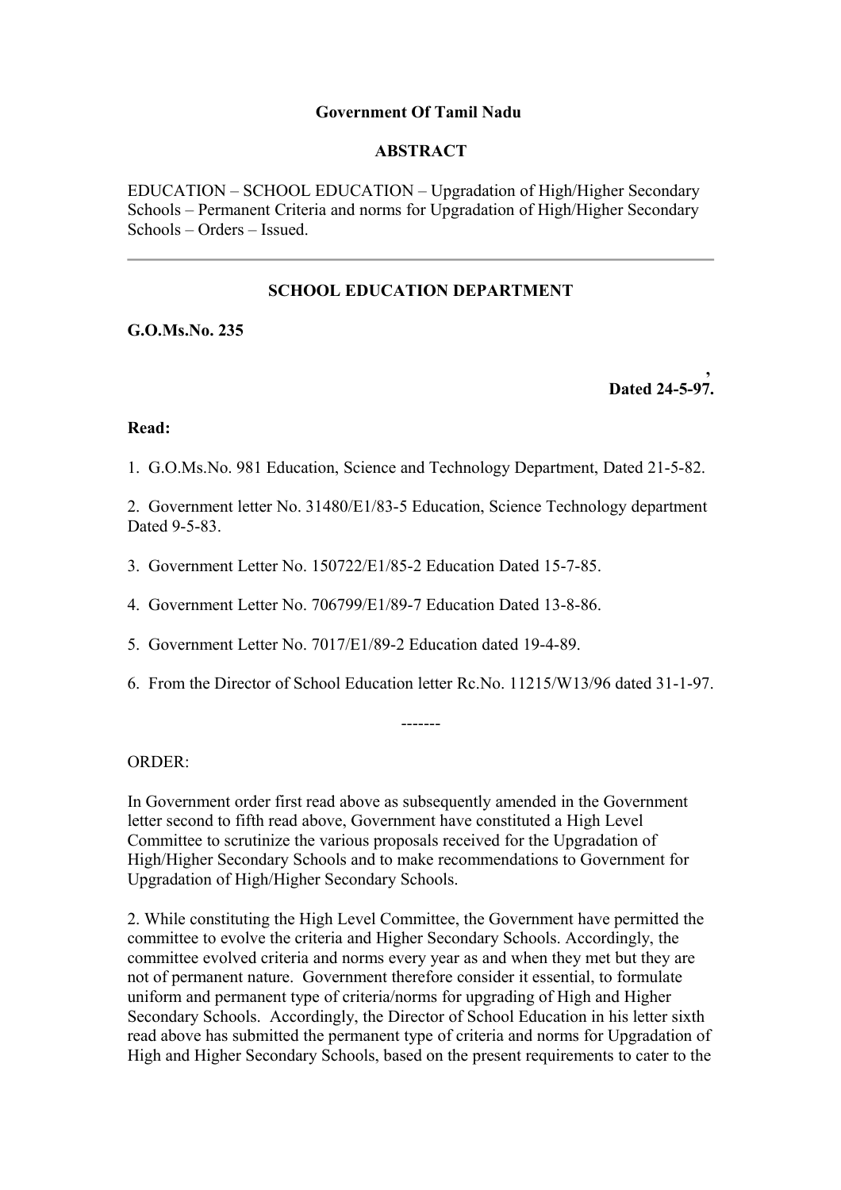**Government Of Tamil Nadu**

**ABSTRACT**

EDUCATION – SCHOOL EDUCATION – Upgradation of High/Higher Secondary Schools – Permanent Criteria and norms for Upgradation of High/Higher Secondary Schools – Orders – Issued.

---

**SCHOOL EDUCATION DEPARTMENT**

**G.O.Ms.No. 235**

**Dated 24-5-97.**

**Read:**

1. G.O.Ms.No. 981 Education, Science and Technology Department, Dated 21-5-82.

2. Government letter No. 31480/E1/83-5 Education, Science Technology department Dated 9-5-83.

3. Government Letter No. 150722/E1/85-2 Education Dated 15-7-85.

4. Government Letter No. 706799/E1/89-7 Education Dated 13-8-86.

5. Government Letter No. 7017/E1/89-2 Education dated 19-4-89.

6. From the Director of School Education letter Rc.No. 11215/W13/96 dated 31-1-97.

-------

ORDER:

In Government order first read above as subsequently amended in the Government letter second to fifth read above, Government have constituted a High Level Committee to scrutinize the various proposals received for the Upgradation of High/Higher Secondary Schools and to make recommendations to Government for Upgradation of High/Higher Secondary Schools.

2. While constituting the High Level Committee, the Government have permitted the committee to evolve the criteria and Higher Secondary Schools. Accordingly, the committee evolved criteria and norms every year as and when they met but they are not of permanent nature. Government therefore consider it essential, to formulate uniform and permanent type of criteria/norms for upgrading of High and Higher Secondary Schools. Accordingly, the Director of School Education in his letter sixth read above has submitted the permanent type of criteria and norms for Upgradation of High and Higher Secondary Schools, based on the present requirements to cater to the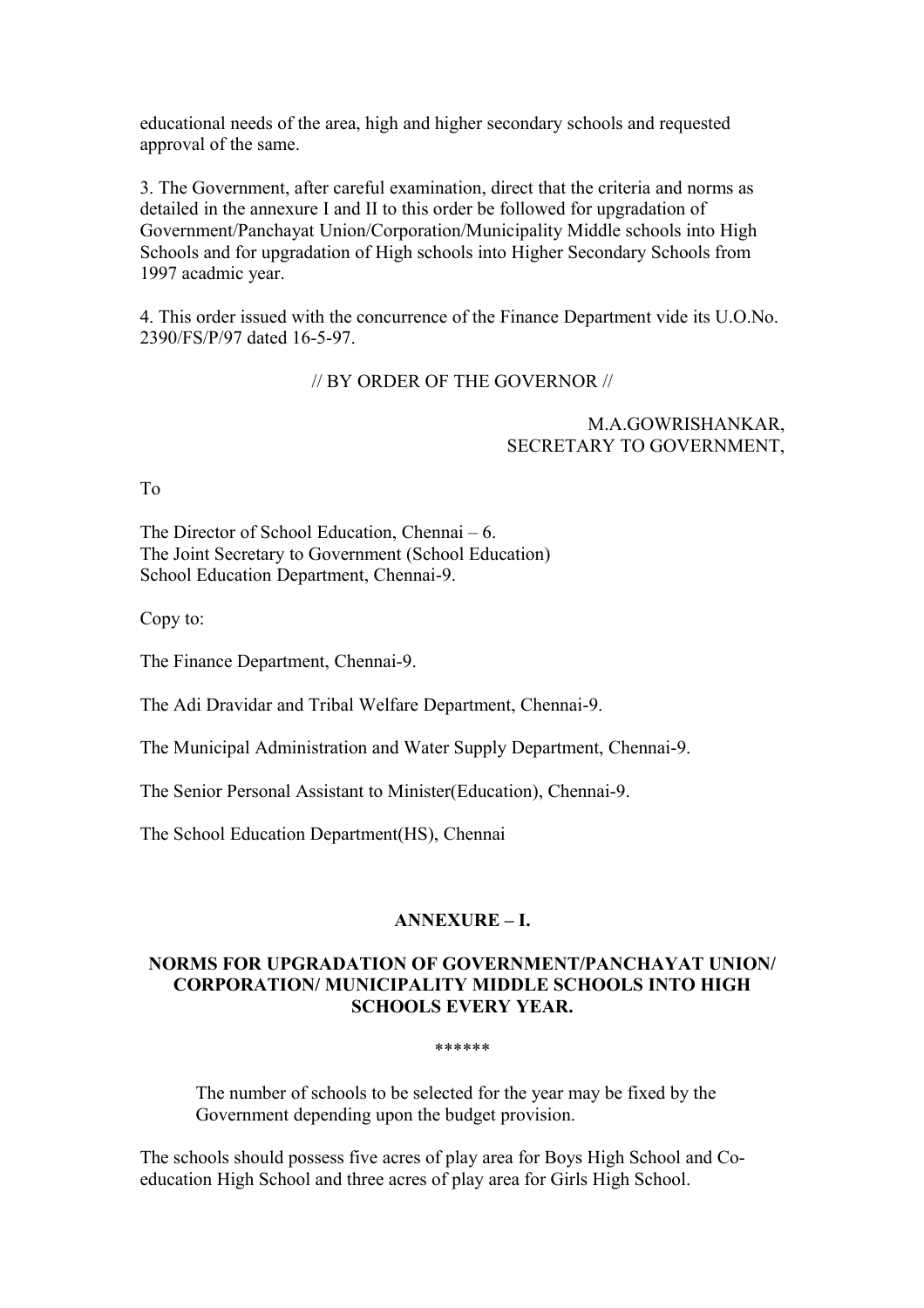educational needs of the area, high and higher secondary schools and requested approval of the same.

3. The Government, after careful examination, direct that the criteria and norms as detailed in the annexure I and II to this order be followed for upgradation of Government/Panchayat Union/Corporation/Municipality Middle schools into High Schools and for upgradation of High schools into Higher Secondary Schools from 1997 acadmic year.

4. This order issued with the concurrence of the Finance Department vide its U.O.No. 2390/FS/P/97 dated 16-5-97.

// BY ORDER OF THE GOVERNOR //

M.A.GOWRISHANKAR,
SECRETARY TO GOVERNMENT,

To

The Director of School Education, Chennai – 6.
The Joint Secretary to Government (School Education)
School Education Department, Chennai-9.

Copy to:

The Finance Department, Chennai-9.

The Adi Dravidar and Tribal Welfare Department, Chennai-9.

The Municipal Administration and Water Supply Department, Chennai-9.

The Senior Personal Assistant to Minister(Education), Chennai-9.

The School Education Department(HS), Chennai

## ANNEXURE – I.

### NORMS FOR UPGRADATION OF GOVERNMENT/PANCHAYAT UNION/ CORPORATION/ MUNICIPALITY MIDDLE SCHOOLS INTO HIGH SCHOOLS EVERY YEAR.

******

The number of schools to be selected for the year may be fixed by the Government depending upon the budget provision.

The schools should possess five acres of play area for Boys High School and Co-education High School and three acres of play area for Girls High School.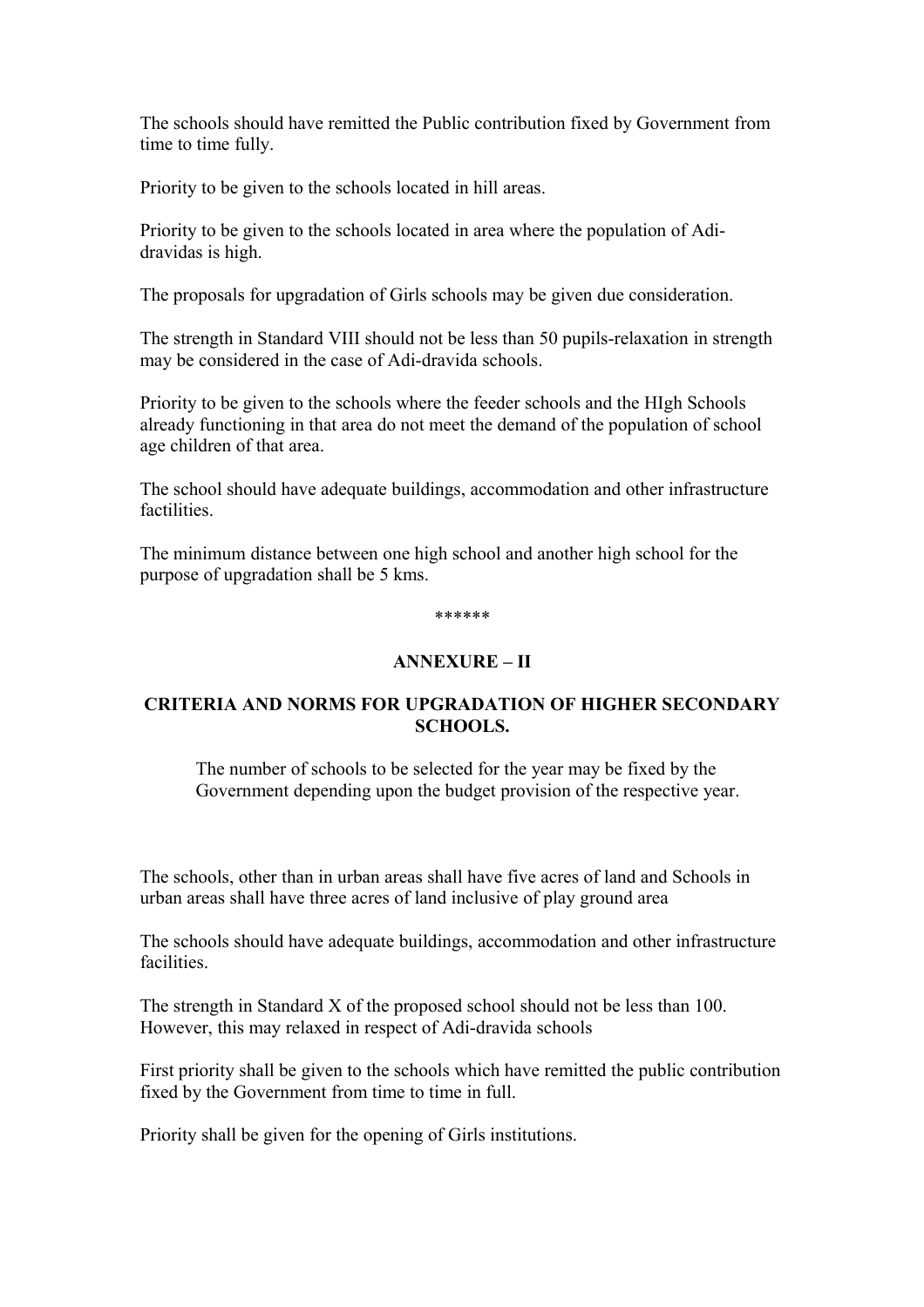The schools should have remitted the Public contribution fixed by Government from time to time fully.

Priority to be given to the schools located in hill areas.

Priority to be given to the schools located in area where the population of Adi-dravidas is high.

The proposals for upgradation of Girls schools may be given due consideration.

The strength in Standard VIII should not be less than 50 pupils-relaxation in strength may be considered in the case of Adi-dravida schools.

Priority to be given to the schools where the feeder schools and the HIgh Schools already functioning in that area do not meet the demand of the population of school age children of that area.

The school should have adequate buildings, accommodation and other infrastructure factilities.

The minimum distance between one high school and another high school for the purpose of upgradation shall be 5 kms.

******

## ANNEXURE – II

## CRITERIA AND NORMS FOR UPGRADATION OF HIGHER SECONDARY SCHOOLS.

The number of schools to be selected for the year may be fixed by the Government depending upon the budget provision of the respective year.

The schools, other than in urban areas shall have five acres of land and Schools in urban areas shall have three acres of land inclusive of play ground area

The schools should have adequate buildings, accommodation and other infrastructure facilities.

The strength in Standard X of the proposed school should not be less than 100. However, this may relaxed in respect of Adi-dravida schools

First priority shall be given to the schools which have remitted the public contribution fixed by the Government from time to time in full.

Priority shall be given for the opening of Girls institutions.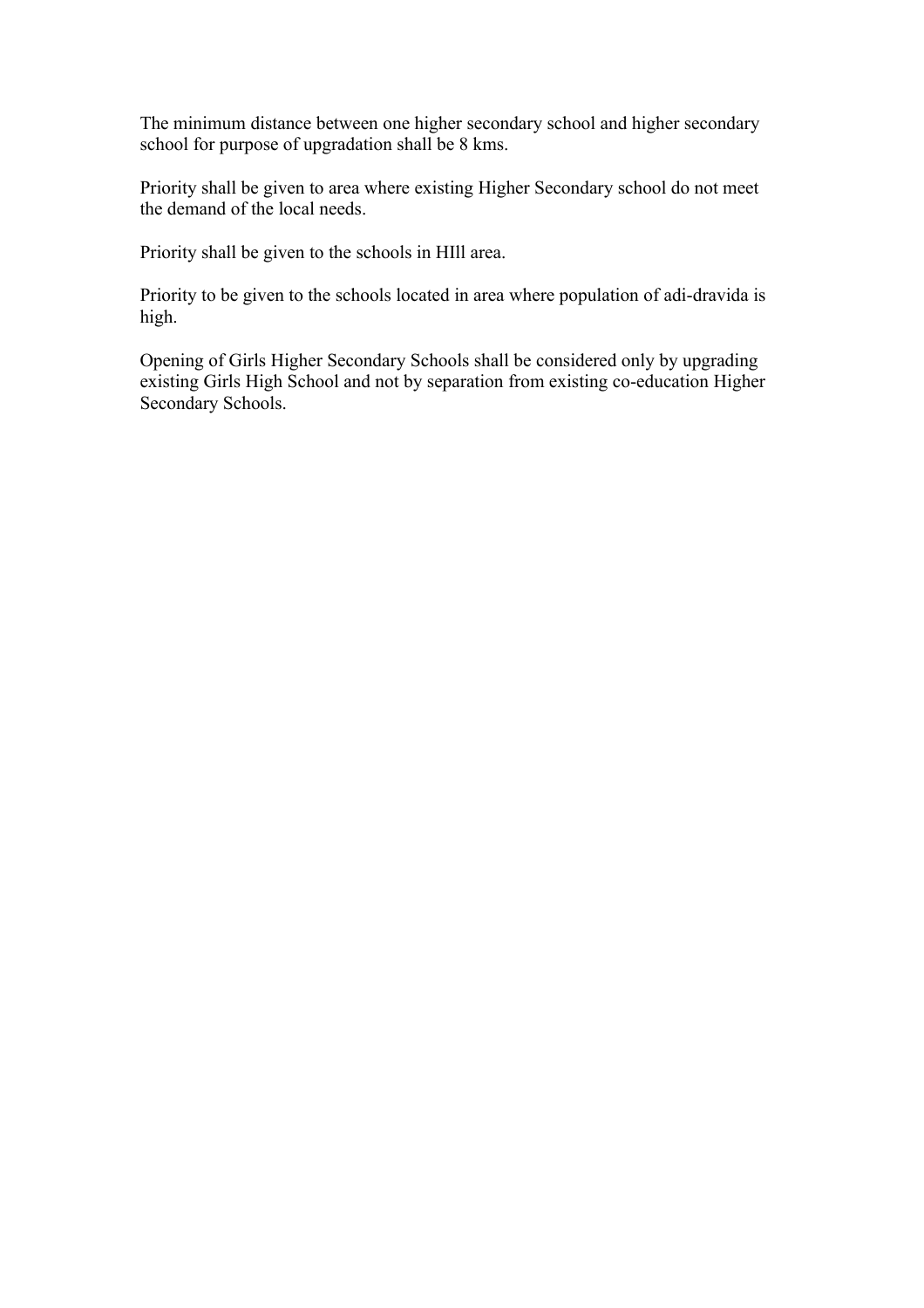The minimum distance between one higher secondary school and higher secondary school for purpose of upgradation shall be 8 kms.

Priority shall be given to area where existing Higher Secondary school do not meet the demand of the local needs.

Priority shall be given to the schools in HIll area.

Priority to be given to the schools located in area where population of adi-dravida is high.

Opening of Girls Higher Secondary Schools shall be considered only by upgrading existing Girls High School and not by separation from existing co-education Higher Secondary Schools.